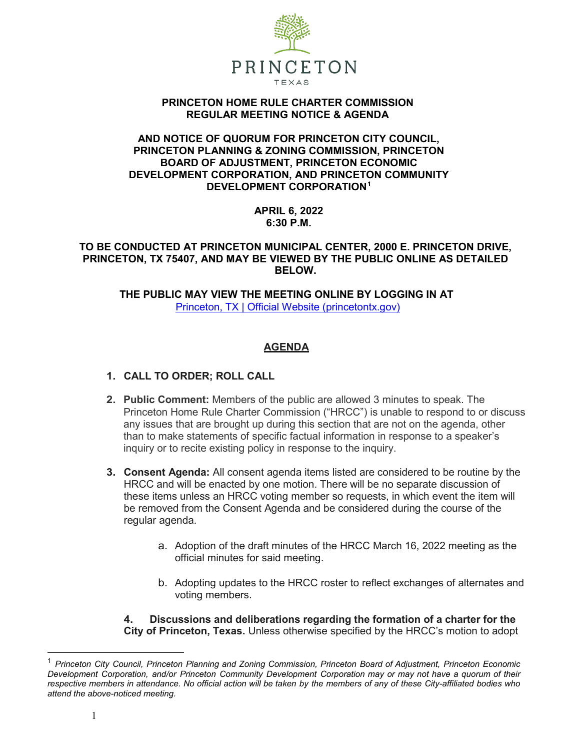PRINCETON

TEXAS

**PRINCETON HOME RULE CHARTER COMMISSION**
**REGULAR MEETING NOTICE & AGENDA**

**AND NOTICE OF QUORUM FOR PRINCETON CITY COUNCIL, PRINCETON PLANNING & ZONING COMMISSION, PRINCETON BOARD OF ADJUSTMENT, PRINCETON ECONOMIC DEVELOPMENT CORPORATION, AND PRINCETON COMMUNITY DEVELOPMENT CORPORATION[1]**

**APRIL 6, 2022**
**6:30 P.M.**

**TO BE CONDUCTED AT PRINCETON MUNICIPAL CENTER, 2000 E. PRINCETON DRIVE, PRINCETON, TX 75407, AND MAY BE VIEWED BY THE PUBLIC ONLINE AS DETAILED BELOW.**

**THE PUBLIC MAY VIEW THE MEETING ONLINE BY LOGGING IN AT**
[Princeton, TX | Official Website (princetontx.gov)](princetontx.gov)

## AGENDA

1. **CALL TO ORDER; ROLL CALL**

2. **Public Comment:** Members of the public are allowed 3 minutes to speak. The Princeton Home Rule Charter Commission ("HRCC") is unable to respond to or discuss any issues that are brought up during this section that are not on the agenda, other than to make statements of specific factual information in response to a speaker's inquiry or to recite existing policy in response to the inquiry.

3. **Consent Agenda:** All consent agenda items listed are considered to be routine by the HRCC and will be enacted by one motion. There will be no separate discussion of these items unless an HRCC voting member so requests, in which event the item will be removed from the Consent Agenda and be considered during the course of the regular agenda.

   a. Adoption of the draft minutes of the HRCC March 16, 2022 meeting as the official minutes for said meeting.

   b. Adopting updates to the HRCC roster to reflect exchanges of alternates and voting members.

4. **Discussions and deliberations regarding the formation of a charter for the City of Princeton, Texas.** Unless otherwise specified by the HRCC's motion to adopt

---

[1] *Princeton City Council, Princeton Planning and Zoning Commission, Princeton Board of Adjustment, Princeton Economic Development Corporation, and/or Princeton Community Development Corporation may or may not have a quorum of their respective members in attendance. No official action will be taken by the members of any of these City-affiliated bodies who attend the above-noticed meeting.*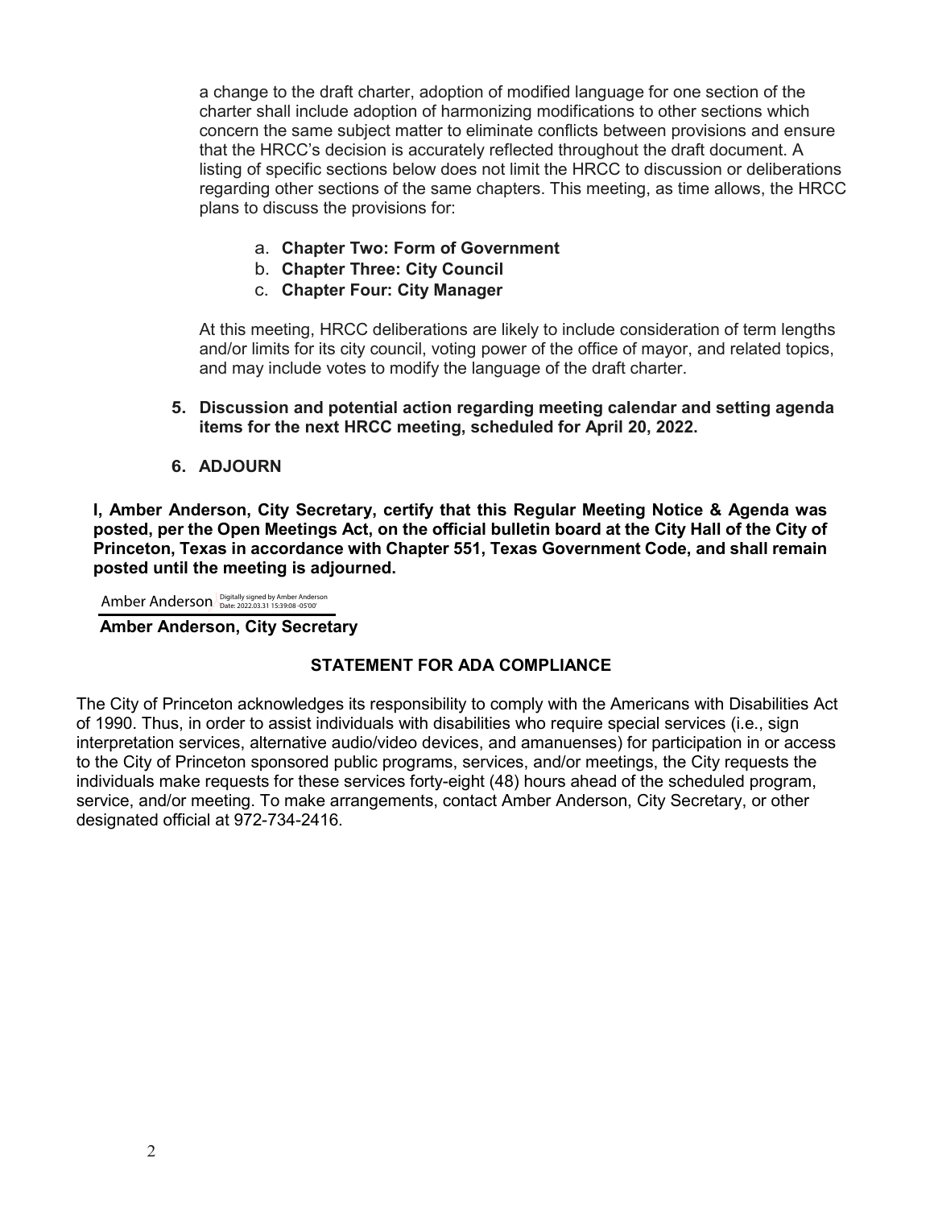a change to the draft charter, adoption of modified language for one section of the charter shall include adoption of harmonizing modifications to other sections which concern the same subject matter to eliminate conflicts between provisions and ensure that the HRCC's decision is accurately reflected throughout the draft document. A listing of specific sections below does not limit the HRCC to discussion or deliberations regarding other sections of the same chapters. This meeting, as time allows, the HRCC plans to discuss the provisions for:

a. **Chapter Two: Form of Government**
b. **Chapter Three: City Council**
c. **Chapter Four: City Manager**

At this meeting, HRCC deliberations are likely to include consideration of term lengths and/or limits for its city council, voting power of the office of mayor, and related topics, and may include votes to modify the language of the draft charter.

5. **Discussion and potential action regarding meeting calendar and setting agenda items for the next HRCC meeting, scheduled for April 20, 2022.**

6. **ADJOURN**

**I, Amber Anderson, City Secretary, certify that this Regular Meeting Notice & Agenda was posted, per the Open Meetings Act, on the official bulletin board at the City Hall of the City of Princeton, Texas in accordance with Chapter 551, Texas Government Code, and shall remain posted until the meeting is adjourned.**

Amber Anderson Digitally signed by Amber Anderson Date: 2022.03.31 15:39:08 -05'00'

**Amber Anderson, City Secretary**

## STATEMENT FOR ADA COMPLIANCE

The City of Princeton acknowledges its responsibility to comply with the Americans with Disabilities Act of 1990. Thus, in order to assist individuals with disabilities who require special services (i.e., sign interpretation services, alternative audio/video devices, and amanuenses) for participation in or access to the City of Princeton sponsored public programs, services, and/or meetings, the City requests the individuals make requests for these services forty-eight (48) hours ahead of the scheduled program, service, and/or meeting. To make arrangements, contact Amber Anderson, City Secretary, or other designated official at 972-734-2416.